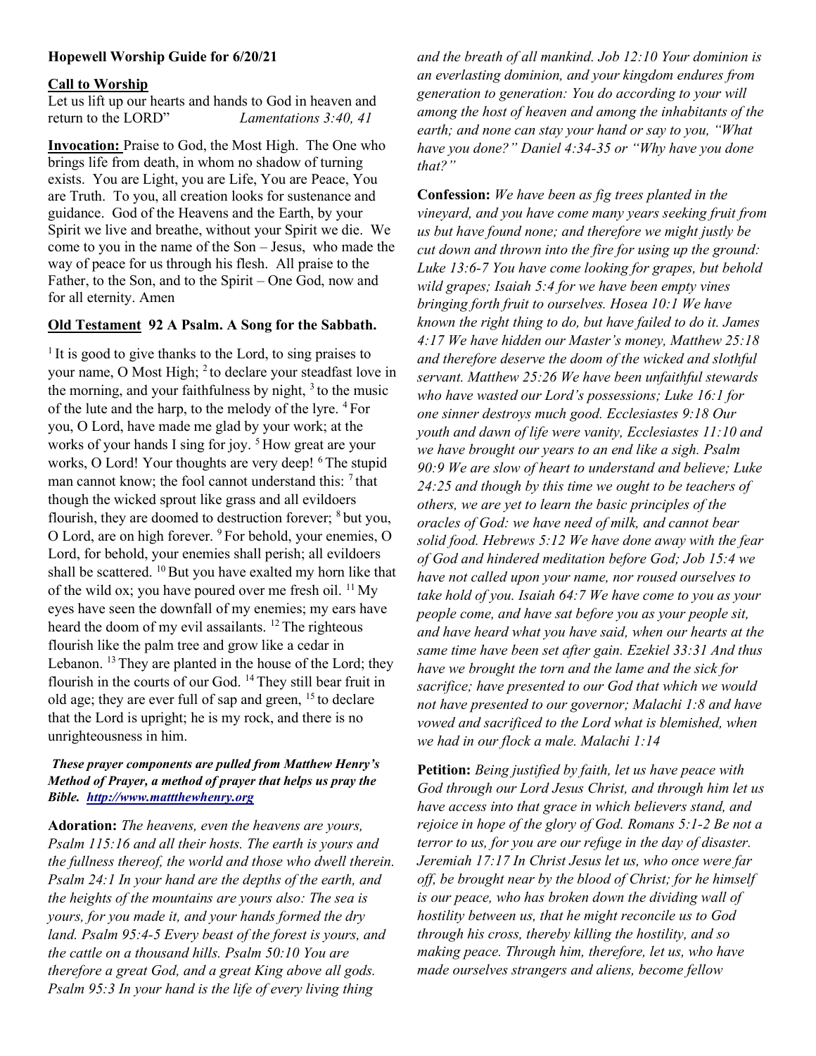**Hopewell Worship Guide for 6/20/21**

**Call to Worship**

Let us lift up our hearts and hands to God in heaven and return to the LORD" *Lamentations 3:40, 41*

**Invocation:** Praise to God, the Most High. The One who brings life from death, in whom no shadow of turning exists. You are Light, you are Life, You are Peace, You are Truth. To you, all creation looks for sustenance and guidance. God of the Heavens and the Earth, by your Spirit we live and breathe, without your Spirit we die. We come to you in the name of the Son – Jesus, who made the way of peace for us through his flesh. All praise to the Father, to the Son, and to the Spirit – One God, now and for all eternity. Amen

**Old Testament 92 A Psalm. A Song for the Sabbath.**

[1] It is good to give thanks to the Lord, to sing praises to your name, O Most High; [2] to declare your steadfast love in the morning, and your faithfulness by night, [3] to the music of the lute and the harp, to the melody of the lyre. [4] For you, O Lord, have made me glad by your work; at the works of your hands I sing for joy. [5] How great are your works, O Lord! Your thoughts are very deep! [6] The stupid man cannot know; the fool cannot understand this: [7] that though the wicked sprout like grass and all evildoers flourish, they are doomed to destruction forever; [8] but you, O Lord, are on high forever. [9] For behold, your enemies, O Lord, for behold, your enemies shall perish; all evildoers shall be scattered. [10] But you have exalted my horn like that of the wild ox; you have poured over me fresh oil. [11] My eyes have seen the downfall of my enemies; my ears have heard the doom of my evil assailants. [12] The righteous flourish like the palm tree and grow like a cedar in Lebanon. [13] They are planted in the house of the Lord; they flourish in the courts of our God. [14] They still bear fruit in old age; they are ever full of sap and green, [15] to declare that the Lord is upright; he is my rock, and there is no unrighteousness in him.

***These prayer components are pulled from Matthew Henry's Method of Prayer, a method of prayer that helps us pray the Bible. [http://www.mattthewhenry.org](http://www.mattthewhenry.org)***

**Adoration:** *The heavens, even the heavens are yours, Psalm 115:16 and all their hosts. The earth is yours and the fullness thereof, the world and those who dwell therein. Psalm 24:1 In your hand are the depths of the earth, and the heights of the mountains are yours also: The sea is yours, for you made it, and your hands formed the dry land. Psalm 95:4-5 Every beast of the forest is yours, and the cattle on a thousand hills. Psalm 50:10 You are therefore a great God, and a great King above all gods. Psalm 95:3 In your hand is the life of every living thing and the breath of all mankind. Job 12:10 Your dominion is an everlasting dominion, and your kingdom endures from generation to generation: You do according to your will among the host of heaven and among the inhabitants of the earth; and none can stay your hand or say to you, "What have you done?" Daniel 4:34-35 or "Why have you done that?"*

**Confession:** *We have been as fig trees planted in the vineyard, and you have come many years seeking fruit from us but have found none; and therefore we might justly be cut down and thrown into the fire for using up the ground: Luke 13:6-7 You have come looking for grapes, but behold wild grapes; Isaiah 5:4 for we have been empty vines bringing forth fruit to ourselves. Hosea 10:1 We have known the right thing to do, but have failed to do it. James 4:17 We have hidden our Master's money, Matthew 25:18 and therefore deserve the doom of the wicked and slothful servant. Matthew 25:26 We have been unfaithful stewards who have wasted our Lord's possessions; Luke 16:1 for one sinner destroys much good. Ecclesiastes 9:18 Our youth and dawn of life were vanity, Ecclesiastes 11:10 and we have brought our years to an end like a sigh. Psalm 90:9 We are slow of heart to understand and believe; Luke 24:25 and though by this time we ought to be teachers of others, we are yet to learn the basic principles of the oracles of God: we have need of milk, and cannot bear solid food. Hebrews 5:12 We have done away with the fear of God and hindered meditation before God; Job 15:4 we have not called upon your name, nor roused ourselves to take hold of you. Isaiah 64:7 We have come to you as your people come, and have sat before you as your people sit, and have heard what you have said, when our hearts at the same time have been set after gain. Ezekiel 33:31 And thus have we brought the torn and the lame and the sick for sacrifice; have presented to our God that which we would not have presented to our governor; Malachi 1:8 and have vowed and sacrificed to the Lord what is blemished, when we had in our flock a male. Malachi 1:14*

**Petition:** *Being justified by faith, let us have peace with God through our Lord Jesus Christ, and through him let us have access into that grace in which believers stand, and rejoice in hope of the glory of God. Romans 5:1-2 Be not a terror to us, for you are our refuge in the day of disaster. Jeremiah 17:17 In Christ Jesus let us, who once were far off, be brought near by the blood of Christ; for he himself is our peace, who has broken down the dividing wall of hostility between us, that he might reconcile us to God through his cross, thereby killing the hostility, and so making peace. Through him, therefore, let us, who have made ourselves strangers and aliens, become fellow*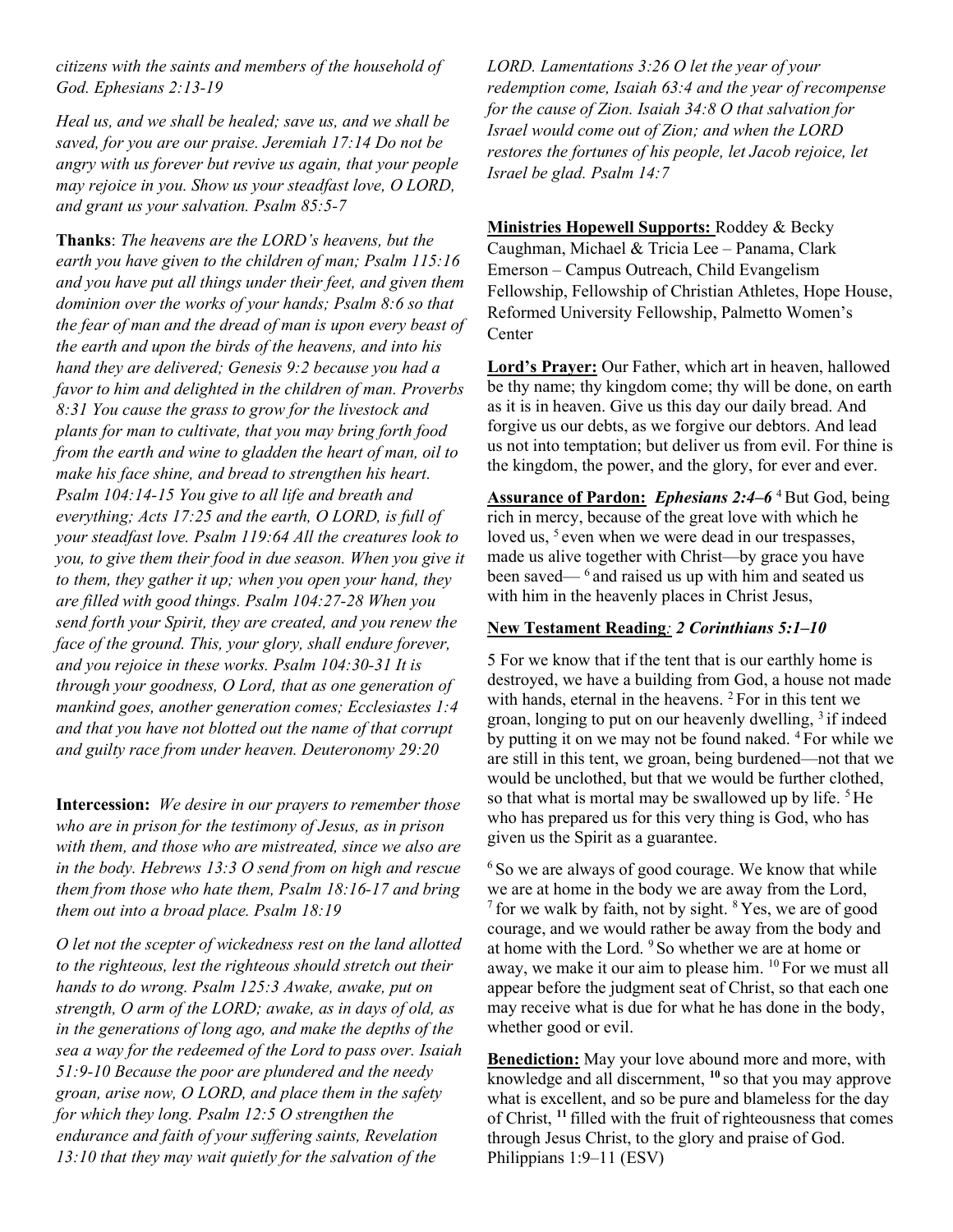*citizens with the saints and members of the household of God. Ephesians 2:13-19*

*Heal us, and we shall be healed; save us, and we shall be saved, for you are our praise. Jeremiah 17:14 Do not be angry with us forever but revive us again, that your people may rejoice in you. Show us your steadfast love, O LORD, and grant us your salvation. Psalm 85:5-7*

**Thanks**: *The heavens are the LORD's heavens, but the earth you have given to the children of man; Psalm 115:16 and you have put all things under their feet, and given them dominion over the works of your hands; Psalm 8:6 so that the fear of man and the dread of man is upon every beast of the earth and upon the birds of the heavens, and into his hand they are delivered; Genesis 9:2 because you had a favor to him and delighted in the children of man. Proverbs 8:31 You cause the grass to grow for the livestock and plants for man to cultivate, that you may bring forth food from the earth and wine to gladden the heart of man, oil to make his face shine, and bread to strengthen his heart. Psalm 104:14-15 You give to all life and breath and everything; Acts 17:25 and the earth, O LORD, is full of your steadfast love. Psalm 119:64 All the creatures look to you, to give them their food in due season. When you give it to them, they gather it up; when you open your hand, they are filled with good things. Psalm 104:27-28 When you send forth your Spirit, they are created, and you renew the face of the ground. This, your glory, shall endure forever, and you rejoice in these works. Psalm 104:30-31 It is through your goodness, O Lord, that as one generation of mankind goes, another generation comes; Ecclesiastes 1:4 and that you have not blotted out the name of that corrupt and guilty race from under heaven. Deuteronomy 29:20*

**Intercession:** *We desire in our prayers to remember those who are in prison for the testimony of Jesus, as in prison with them, and those who are mistreated, since we also are in the body. Hebrews 13:3 O send from on high and rescue them from those who hate them, Psalm 18:16-17 and bring them out into a broad place. Psalm 18:19*

*O let not the scepter of wickedness rest on the land allotted to the righteous, lest the righteous should stretch out their hands to do wrong. Psalm 125:3 Awake, awake, put on strength, O arm of the LORD; awake, as in days of old, as in the generations of long ago, and make the depths of the sea a way for the redeemed of the Lord to pass over. Isaiah 51:9-10 Because the poor are plundered and the needy groan, arise now, O LORD, and place them in the safety for which they long. Psalm 12:5 O strengthen the endurance and faith of your suffering saints, Revelation 13:10 that they may wait quietly for the salvation of the LORD. Lamentations 3:26 O let the year of your redemption come, Isaiah 63:4 and the year of recompense for the cause of Zion. Isaiah 34:8 O that salvation for Israel would come out of Zion; and when the LORD restores the fortunes of his people, let Jacob rejoice, let Israel be glad. Psalm 14:7*

**Ministries Hopewell Supports:** Roddey & Becky Caughman, Michael & Tricia Lee – Panama, Clark Emerson – Campus Outreach, Child Evangelism Fellowship, Fellowship of Christian Athletes, Hope House, Reformed University Fellowship, Palmetto Women's Center

**Lord's Prayer:** Our Father, which art in heaven, hallowed be thy name; thy kingdom come; thy will be done, on earth as it is in heaven. Give us this day our daily bread. And forgive us our debts, as we forgive our debtors. And lead us not into temptation; but deliver us from evil. For thine is the kingdom, the power, and the glory, for ever and ever.

**Assurance of Pardon:** ***Ephesians 2:4–6*** [4] But God, being rich in mercy, because of the great love with which he loved us, [5] even when we were dead in our trespasses, made us alive together with Christ—by grace you have been saved— [6] and raised us up with him and seated us with him in the heavenly places in Christ Jesus,

**New Testament Reading*: 2 Corinthians 5:1–10***

5 For we know that if the tent that is our earthly home is destroyed, we have a building from God, a house not made with hands, eternal in the heavens. [2] For in this tent we groan, longing to put on our heavenly dwelling, [3] if indeed by putting it on we may not be found naked. [4] For while we are still in this tent, we groan, being burdened—not that we would be unclothed, but that we would be further clothed, so that what is mortal may be swallowed up by life. [5] He who has prepared us for this very thing is God, who has given us the Spirit as a guarantee.

[6] So we are always of good courage. We know that while we are at home in the body we are away from the Lord, [7] for we walk by faith, not by sight. [8] Yes, we are of good courage, and we would rather be away from the body and at home with the Lord. [9] So whether we are at home or away, we make it our aim to please him. [10] For we must all appear before the judgment seat of Christ, so that each one may receive what is due for what he has done in the body, whether good or evil.

**Benediction:** May your love abound more and more, with knowledge and all discernment, **[10]** so that you may approve what is excellent, and so be pure and blameless for the day of Christ, **[11]** filled with the fruit of righteousness that comes through Jesus Christ, to the glory and praise of God. Philippians 1:9–11 (ESV)